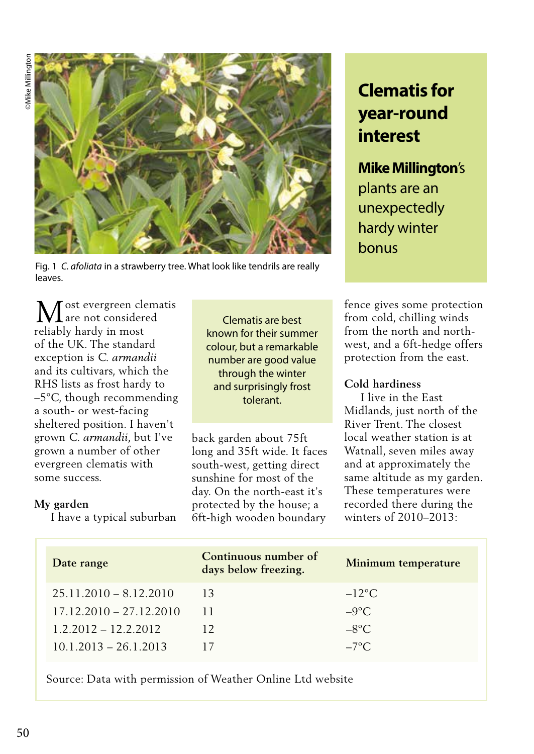# Clematis for year-round interest

**Mike Millington's** plants are an unexpectedly hardy winter bonus

Fig. 1 *C. afoliata* in a strawberry tree. What look like tendrils are really leaves.

Most evergreen clematis are not considered reliably hardy in most of the UK. The standard exception is *C. armandii* and its cultivars, which the RHS lists as frost hardy to –5°C, though recommending a south- or west-facing sheltered position. I haven't grown *C. armandii*, but I've grown a number of other evergreen clematis with some success.

> Clematis are best known for their summer colour, but a remarkable number are good value through the winter and surprisingly frost tolerant.

### My garden

I have a typical suburban back garden about 75ft long and 35ft wide. It faces south-west, getting direct sunshine for most of the day. On the north-east it's protected by the house; a 6ft-high wooden boundary fence gives some protection from cold, chilling winds from the north and north-west, and a 6ft-hedge offers protection from the east.

### Cold hardiness

I live in the East Midlands, just north of the River Trent. The closest local weather station is at Watnall, seven miles away and at approximately the same altitude as my garden. These temperatures were recorded there during the winters of 2010–2013:

| Date range | Continuous number of days below freezing. | Minimum temperature |
|---|---|---|
| 25.11.2010 – 8.12.2010 | 13 | –12°C |
| 17.12.2010 – 27.12.2010 | 11 | –9°C |
| 1.2.2012 – 12.2.2012 | 12 | –8°C |
| 10.1.2013 – 26.1.2013 | 17 | –7°C |

Source: Data with permission of Weather Online Ltd website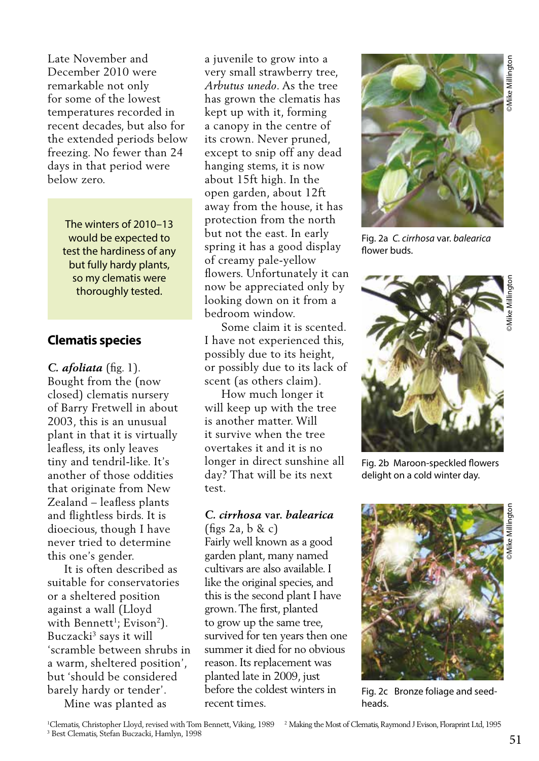Late November and December 2010 were remarkable not only for some of the lowest temperatures recorded in recent decades, but also for the extended periods below freezing. No fewer than 24 days in that period were below zero.

> The winters of 2010–13 would be expected to test the hardiness of any but fully hardy plants, so my clematis were thoroughly tested.

## Clematis species

***C. afoliata*** (fig. 1).
Bought from the (now closed) clematis nursery of Barry Fretwell in about 2003, this is an unusual plant in that it is virtually leafless, its only leaves tiny and tendril-like. It's another of those oddities that originate from New Zealand – leafless plants and flightless birds. It is dioecious, though I have never tried to determine this one's gender.

It is often described as suitable for conservatories or a sheltered position against a wall (Lloyd with Bennett[1]; Evison[2]). Buczacki[3] says it will 'scramble between shrubs in a warm, sheltered position', but 'should be considered barely hardy or tender'.

Mine was planted as a juvenile to grow into a very small strawberry tree, *Arbutus unedo*. As the tree has grown the clematis has kept up with it, forming a canopy in the centre of its crown. Never pruned, except to snip off any dead hanging stems, it is now about 15ft high. In the open garden, about 12ft away from the house, it has protection from the north but not the east. In early spring it has a good display of creamy pale-yellow flowers. Unfortunately it can now be appreciated only by looking down on it from a bedroom window.

Some claim it is scented. I have not experienced this, possibly due to its height, or possibly due to its lack of scent (as others claim).

How much longer it will keep up with the tree is another matter. Will it survive when the tree overtakes it and it is no longer in direct sunshine all day? That will be its next test.

***C. cirrhosa* var. *balearica*** (figs 2a, b & c)
Fairly well known as a good garden plant, many named cultivars are also available. I like the original species, and this is the second plant I have grown. The first, planted to grow up the same tree, survived for ten years then one summer it died for no obvious reason. Its replacement was planted late in 2009, just before the coldest winters in recent times.

Fig. 2a *C. cirrhosa* var. *balearica* flower buds.

©Mike Millington

Fig. 2b Maroon-speckled flowers delight on a cold winter day.

©Mike Millington

Fig. 2c Bronze foliage and seed-heads.

©Mike Millington

[1] Clematis, Christopher Lloyd, revised with Tom Bennett, Viking, 1989 [2] Making the Most of Clematis, Raymond J Evison, Floraprint Ltd, 1995
[3] Best Clematis, Stefan Buczacki, Hamlyn, 1998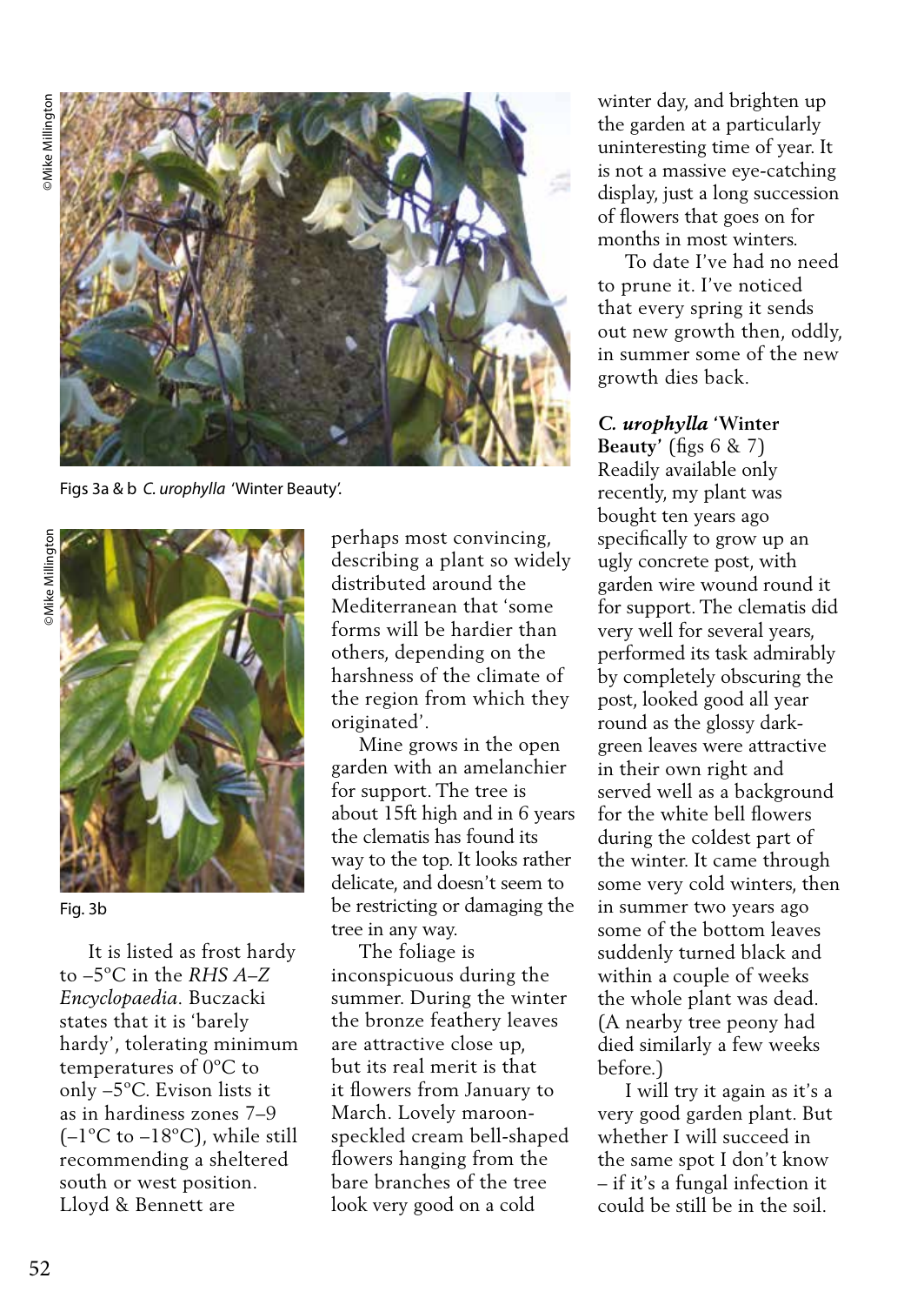Figs 3a & b *C. urophylla* 'Winter Beauty'.

Fig. 3b

It is listed as frost hardy to –5°C in the *RHS A–Z Encyclopaedia*. Buczacki states that it is 'barely hardy', tolerating minimum temperatures of 0°C to only –5°C. Evison lists it as in hardiness zones 7–9 (–1°C to –18°C), while still recommending a sheltered south or west position. Lloyd & Bennett are perhaps most convincing, describing a plant so widely distributed around the Mediterranean that 'some forms will be hardier than others, depending on the harshness of the climate of the region from which they originated'.

Mine grows in the open garden with an amelanchier for support. The tree is about 15ft high and in 6 years the clematis has found its way to the top. It looks rather delicate, and doesn't seem to be restricting or damaging the tree in any way.

The foliage is inconspicuous during the summer. During the winter the bronze feathery leaves are attractive close up, but its real merit is that it flowers from January to March. Lovely maroon-speckled cream bell-shaped flowers hanging from the bare branches of the tree look very good on a cold winter day, and brighten up the garden at a particularly uninteresting time of year. It is not a massive eye-catching display, just a long succession of flowers that goes on for months in most winters.

To date I've had no need to prune it. I've noticed that every spring it sends out new growth then, oddly, in summer some of the new growth dies back.

**C. *urophylla* 'Winter Beauty'** (figs 6 & 7)
Readily available only recently, my plant was bought ten years ago specifically to grow up an ugly concrete post, with garden wire wound round it for support. The clematis did very well for several years, performed its task admirably by completely obscuring the post, looked good all year round as the glossy dark-green leaves were attractive in their own right and served well as a background for the white bell flowers during the coldest part of the winter. It came through some very cold winters, then in summer two years ago some of the bottom leaves suddenly turned black and within a couple of weeks the whole plant was dead. (A nearby tree peony had died similarly a few weeks before.)

I will try it again as it's a very good garden plant. But whether I will succeed in the same spot I don't know – if it's a fungal infection it could be still be in the soil.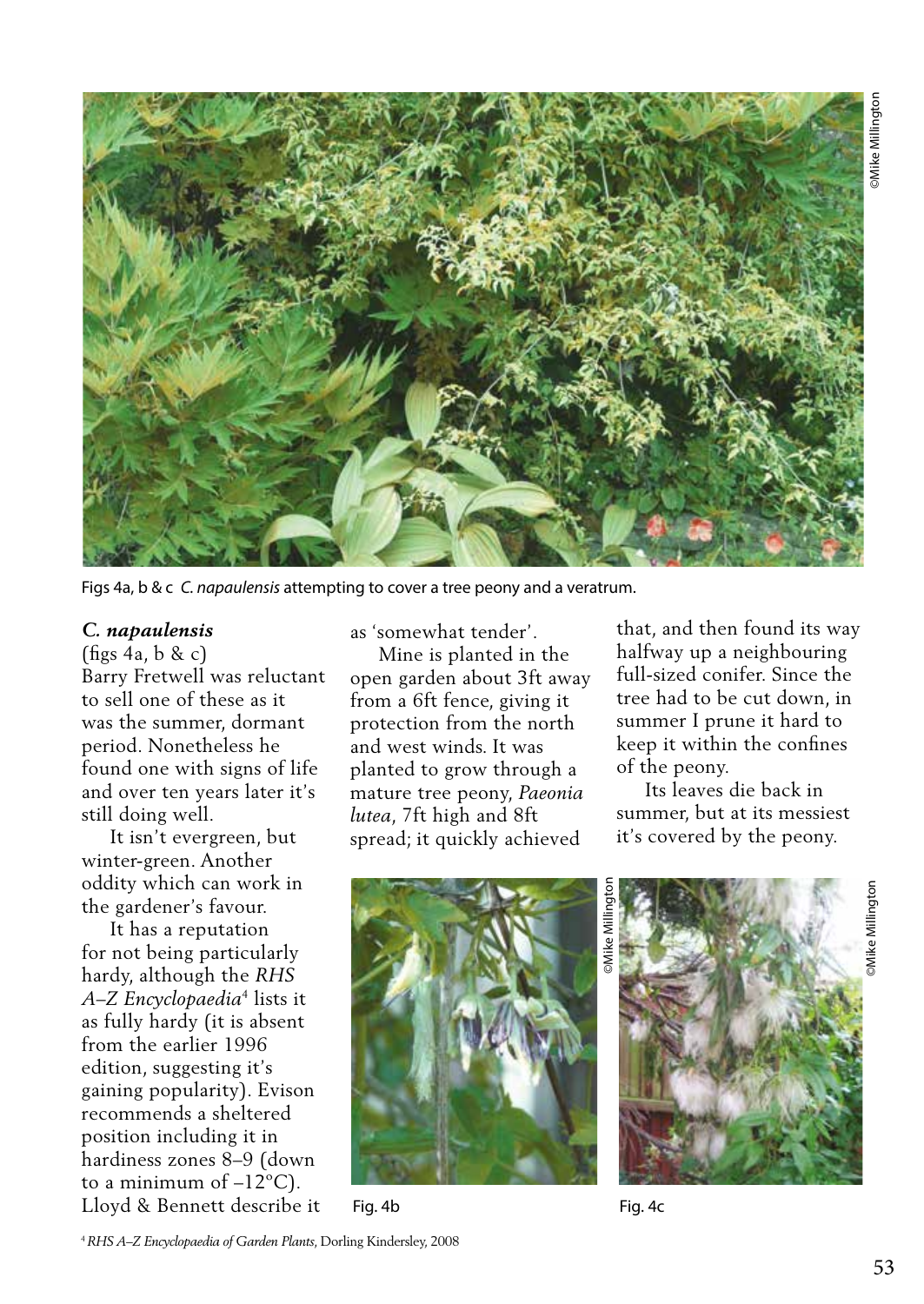Figs 4a, b & c *C. napaulensis* attempting to cover a tree peony and a veratrum.

***C. napaulensis***
(figs 4a, b & c)

Barry Fretwell was reluctant to sell one of these as it was the summer, dormant period. Nonetheless he found one with signs of life and over ten years later it's still doing well.

It isn't evergreen, but winter-green. Another oddity which can work in the gardener's favour.

It has a reputation for not being particularly hardy, although the *RHS A–Z Encyclopaedia*[4] lists it as fully hardy (it is absent from the earlier 1996 edition, suggesting it's gaining popularity). Evison recommends a sheltered position including it in hardiness zones 8–9 (down to a minimum of –12°C). Lloyd & Bennett describe it as 'somewhat tender'.

Mine is planted in the open garden about 3ft away from a 6ft fence, giving it protection from the north and west winds. It was planted to grow through a mature tree peony, *Paeonia lutea*, 7ft high and 8ft spread; it quickly achieved that, and then found its way halfway up a neighbouring full-sized conifer. Since the tree had to be cut down, in summer I prune it hard to keep it within the confines of the peony.

Its leaves die back in summer, but at its messiest it's covered by the peony.

Fig. 4b

Fig. 4c

[4] *RHS A–Z Encyclopaedia of Garden Plants*, Dorling Kindersley, 2008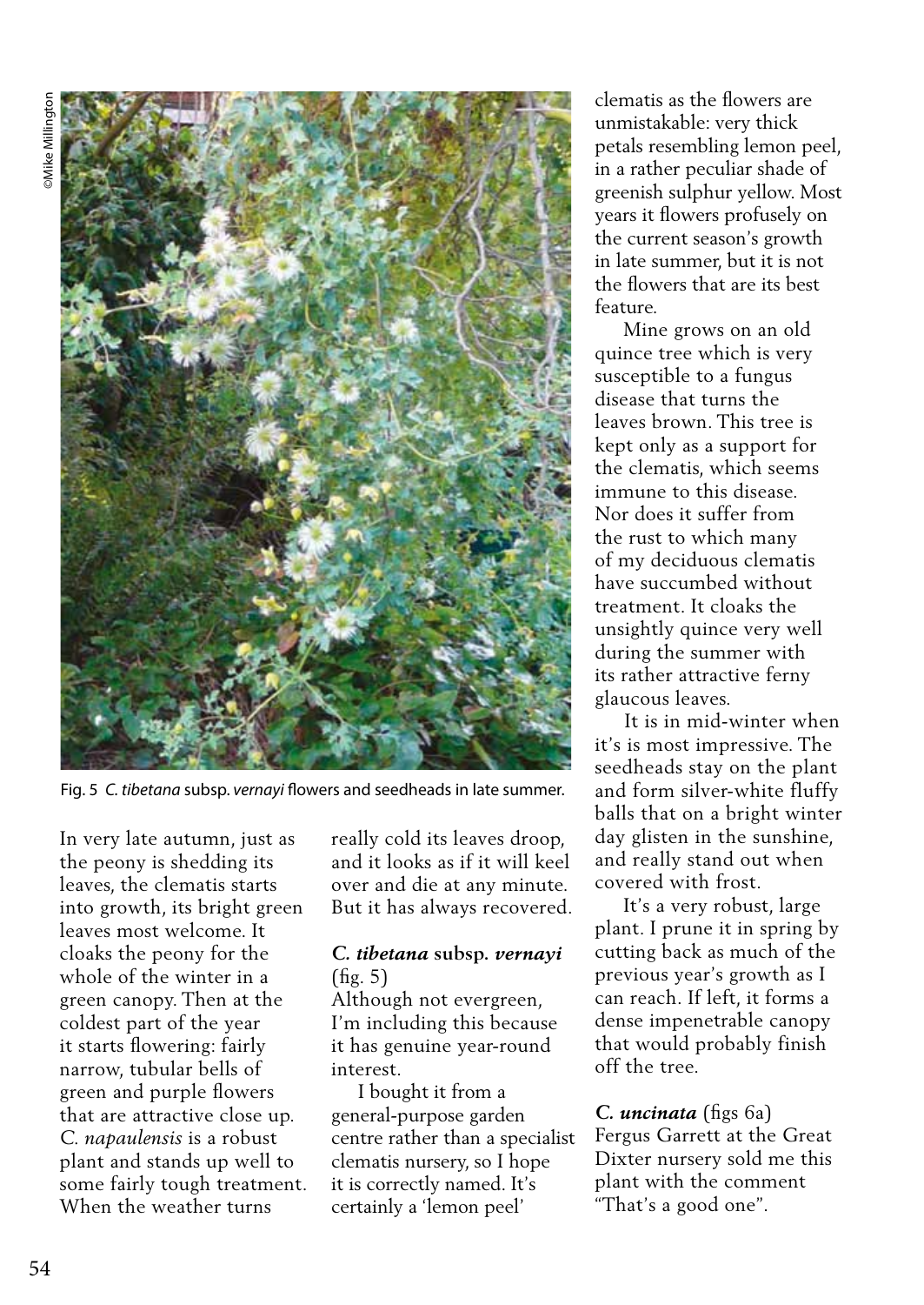Fig. 5 *C. tibetana* subsp. *vernayi* flowers and seedheads in late summer.

In very late autumn, just as the peony is shedding its leaves, the clematis starts into growth, its bright green leaves most welcome. It cloaks the peony for the whole of the winter in a green canopy. Then at the coldest part of the year it starts flowering: fairly narrow, tubular bells of green and purple flowers that are attractive close up. *C. napaulensis* is a robust plant and stands up well to some fairly tough treatment. When the weather turns really cold its leaves droop, and it looks as if it will keel over and die at any minute. But it has always recovered.

### *C. tibetana* subsp. *vernayi* (fig. 5)

Although not evergreen, I'm including this because it has genuine year-round interest.

I bought it from a general-purpose garden centre rather than a specialist clematis nursery, so I hope it is correctly named. It's certainly a 'lemon peel' clematis as the flowers are unmistakable: very thick petals resembling lemon peel, in a rather peculiar shade of greenish sulphur yellow. Most years it flowers profusely on the current season's growth in late summer, but it is not the flowers that are its best feature.

Mine grows on an old quince tree which is very susceptible to a fungus disease that turns the leaves brown. This tree is kept only as a support for the clematis, which seems immune to this disease. Nor does it suffer from the rust to which many of my deciduous clematis have succumbed without treatment. It cloaks the unsightly quince very well during the summer with its rather attractive ferny glaucous leaves.

It is in mid-winter when it's is most impressive. The seedheads stay on the plant and form silver-white fluffy balls that on a bright winter day glisten in the sunshine, and really stand out when covered with frost.

It's a very robust, large plant. I prune it in spring by cutting back as much of the previous year's growth as I can reach. If left, it forms a dense impenetrable canopy that would probably finish off the tree.

### *C. uncinata* (figs 6a)

Fergus Garrett at the Great Dixter nursery sold me this plant with the comment "That's a good one".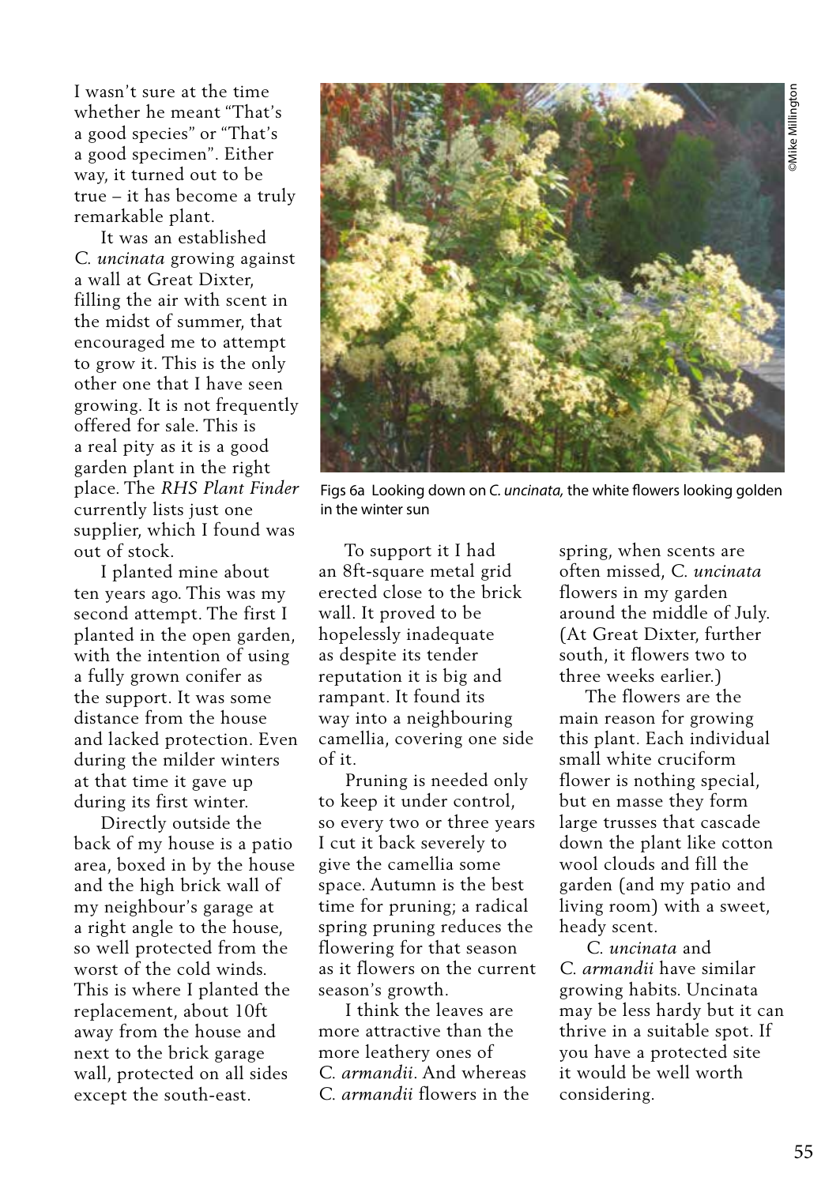I wasn't sure at the time whether he meant "That's a good species" or "That's a good specimen". Either way, it turned out to be true – it has become a truly remarkable plant.

It was an established *C. uncinata* growing against a wall at Great Dixter, filling the air with scent in the midst of summer, that encouraged me to attempt to grow it. This is the only other one that I have seen growing. It is not frequently offered for sale. This is a real pity as it is a good garden plant in the right place. The *RHS Plant Finder* currently lists just one supplier, which I found was out of stock.

I planted mine about ten years ago. This was my second attempt. The first I planted in the open garden, with the intention of using a fully grown conifer as the support. It was some distance from the house and lacked protection. Even during the milder winters at that time it gave up during its first winter.

Directly outside the back of my house is a patio area, boxed in by the house and the high brick wall of my neighbour's garage at a right angle to the house, so well protected from the worst of the cold winds. This is where I planted the replacement, about 10ft away from the house and next to the brick garage wall, protected on all sides except the south-east.

©Mike Millington

Figs 6a Looking down on *C. uncinata,* the white flowers looking golden in the winter sun

To support it I had an 8ft-square metal grid erected close to the brick wall. It proved to be hopelessly inadequate as despite its tender reputation it is big and rampant. It found its way into a neighbouring camellia, covering one side of it.

Pruning is needed only to keep it under control, so every two or three years I cut it back severely to give the camellia some space. Autumn is the best time for pruning; a radical spring pruning reduces the flowering for that season as it flowers on the current season's growth.

I think the leaves are more attractive than the more leathery ones of *C. armandii*. And whereas *C. armandii* flowers in the spring, when scents are often missed, *C. uncinata* flowers in my garden around the middle of July. (At Great Dixter, further south, it flowers two to three weeks earlier.)

The flowers are the main reason for growing this plant. Each individual small white cruciform flower is nothing special, but en masse they form large trusses that cascade down the plant like cotton wool clouds and fill the garden (and my patio and living room) with a sweet, heady scent.

*C. uncinata* and *C. armandii* have similar growing habits. Uncinata may be less hardy but it can thrive in a suitable spot. If you have a protected site it would be well worth considering.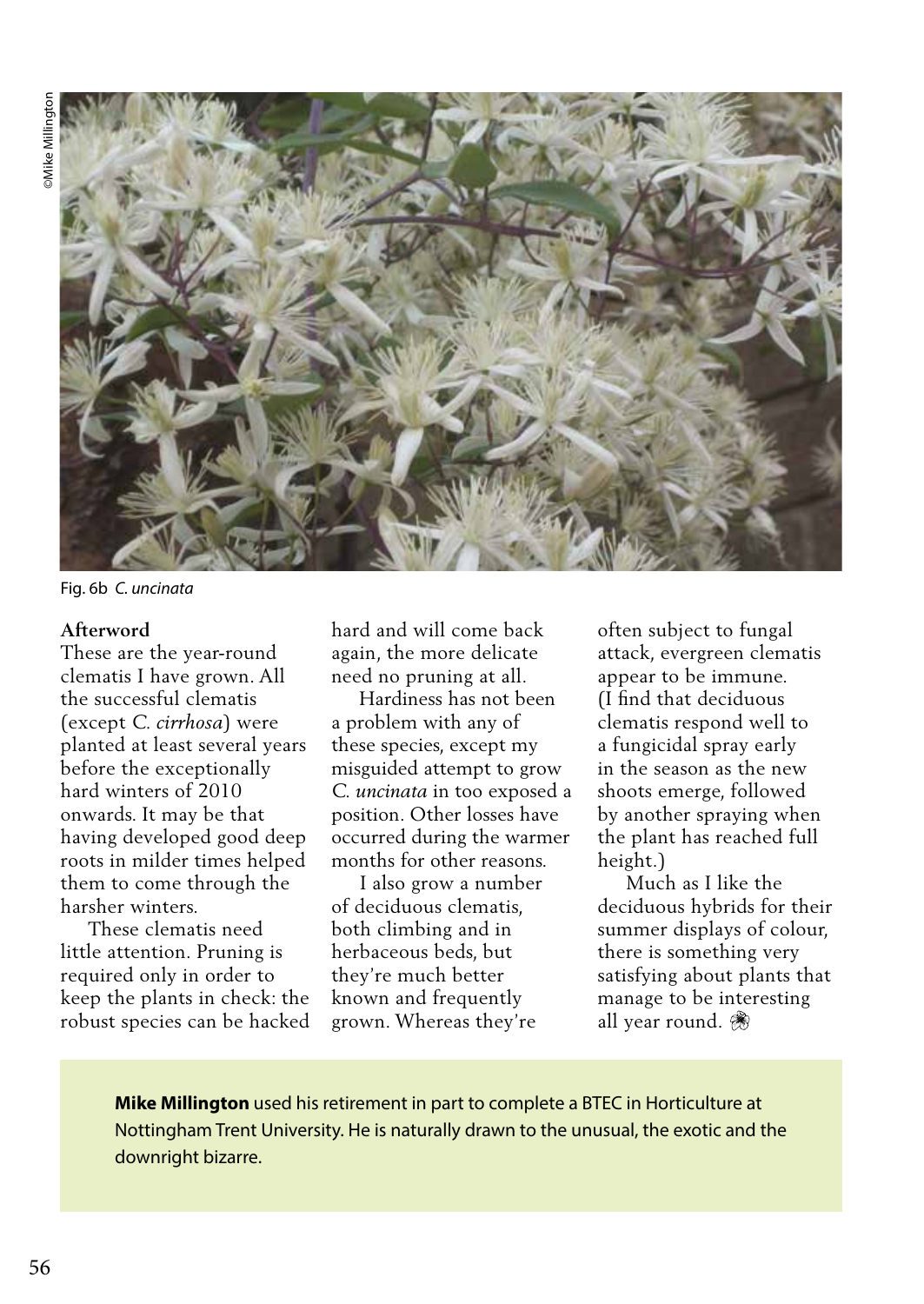Fig. 6b *C. uncinata*

### Afterword

These are the year-round clematis I have grown. All the successful clematis (except *C. cirrhosa*) were planted at least several years before the exceptionally hard winters of 2010 onwards. It may be that having developed good deep roots in milder times helped them to come through the harsher winters.

These clematis need little attention. Pruning is required only in order to keep the plants in check: the robust species can be hacked hard and will come back again, the more delicate need no pruning at all.

Hardiness has not been a problem with any of these species, except my misguided attempt to grow *C. uncinata* in too exposed a position. Other losses have occurred during the warmer months for other reasons.

I also grow a number of deciduous clematis, both climbing and in herbaceous beds, but they're much better known and frequently grown. Whereas they're often subject to fungal attack, evergreen clematis appear to be immune. (I find that deciduous clematis respond well to a fungicidal spray early in the season as the new shoots emerge, followed by another spraying when the plant has reached full height.)

Much as I like the deciduous hybrids for their summer displays of colour, there is something very satisfying about plants that manage to be interesting all year round.

**Mike Millington** used his retirement in part to complete a BTEC in Horticulture at Nottingham Trent University. He is naturally drawn to the unusual, the exotic and the downright bizarre.